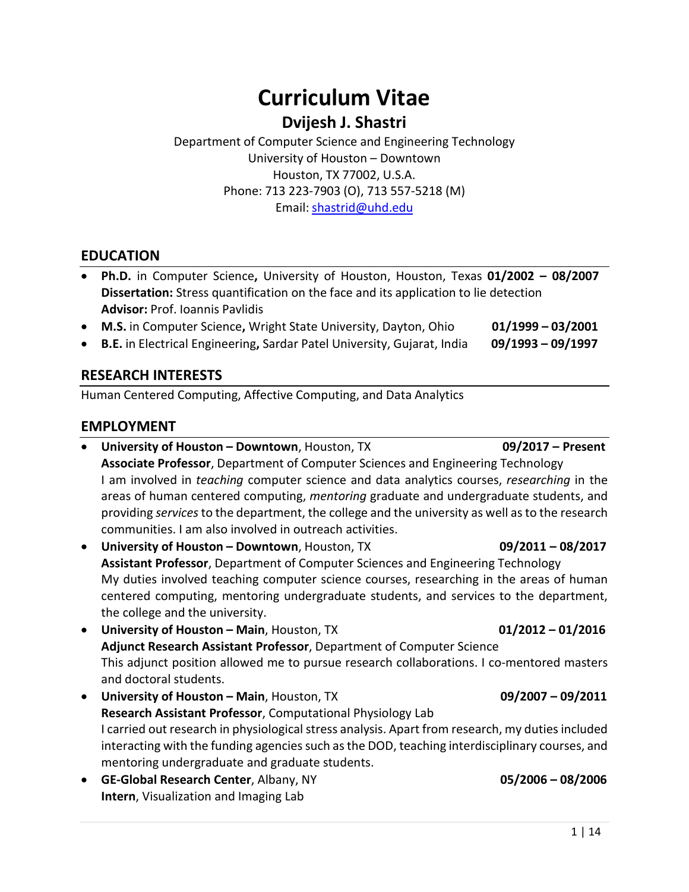# Curriculum Vitae

## Dvijesh J. Shastri

Department of Computer Science and Engineering Technology
University of Houston – Downtown
Houston, TX 77002, U.S.A.
Phone: 713 223-7903 (O), 713 557-5218 (M)
Email: shastrid@uhd.edu

## EDUCATION

- **Ph.D.** in Computer Science**,** University of Houston, Houston, Texas **01/2002 – 08/2007**
  **Dissertation:** Stress quantification on the face and its application to lie detection
  **Advisor:** Prof. Ioannis Pavlidis
- **M.S.** in Computer Science**,** Wright State University, Dayton, Ohio **01/1999 – 03/2001**
- **B.E.** in Electrical Engineering**,** Sardar Patel University, Gujarat, India **09/1993 – 09/1997**

## RESEARCH INTERESTS

Human Centered Computing, Affective Computing, and Data Analytics

## EMPLOYMENT

- **University of Houston – Downtown**, Houston, TX **09/2017 – Present**
  **Associate Professor**, Department of Computer Sciences and Engineering Technology
  I am involved in *teaching* computer science and data analytics courses, *researching* in the areas of human centered computing, *mentoring* graduate and undergraduate students, and providing *services* to the department, the college and the university as well as to the research communities. I am also involved in outreach activities.
- **University of Houston – Downtown**, Houston, TX **09/2011 – 08/2017**
  **Assistant Professor**, Department of Computer Sciences and Engineering Technology
  My duties involved teaching computer science courses, researching in the areas of human centered computing, mentoring undergraduate students, and services to the department, the college and the university.
- **University of Houston – Main**, Houston, TX **01/2012 – 01/2016**
  **Adjunct Research Assistant Professor**, Department of Computer Science
  This adjunct position allowed me to pursue research collaborations. I co-mentored masters and doctoral students.
- **University of Houston – Main**, Houston, TX **09/2007 – 09/2011**
  **Research Assistant Professor**, Computational Physiology Lab
  I carried out research in physiological stress analysis. Apart from research, my duties included interacting with the funding agencies such as the DOD, teaching interdisciplinary courses, and mentoring undergraduate and graduate students.
- **GE-Global Research Center**, Albany, NY **05/2006 – 08/2006**
  **Intern**, Visualization and Imaging Lab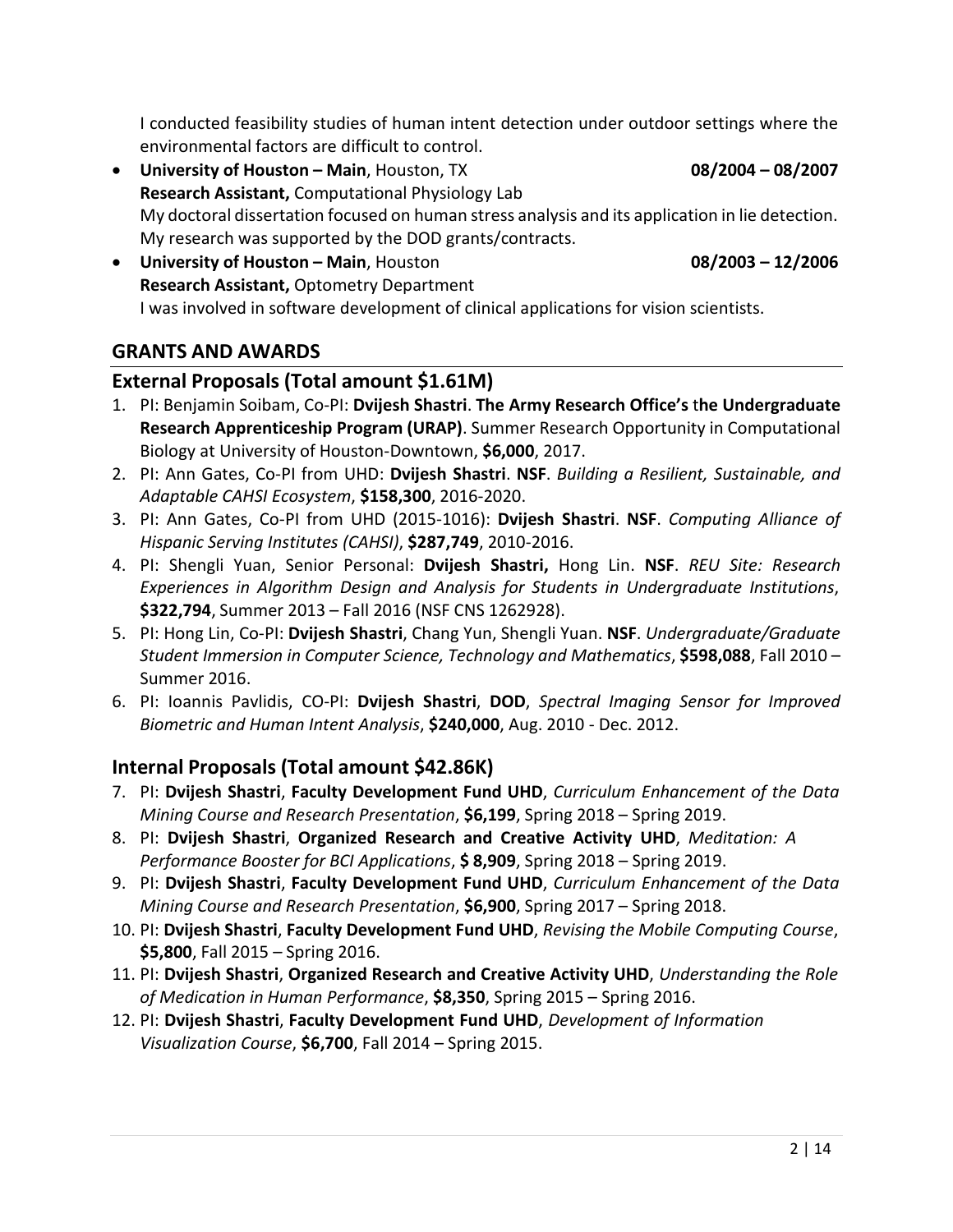I conducted feasibility studies of human intent detection under outdoor settings where the environmental factors are difficult to control.

- **University of Houston – Main**, Houston, TX **08/2004 – 08/2007**
  **Research Assistant,** Computational Physiology Lab
  My doctoral dissertation focused on human stress analysis and its application in lie detection. My research was supported by the DOD grants/contracts.
- **University of Houston – Main**, Houston **08/2003 – 12/2006**
  **Research Assistant,** Optometry Department
  I was involved in software development of clinical applications for vision scientists.

## GRANTS AND AWARDS

### External Proposals (Total amount $1.61M)

1. PI: Benjamin Soibam, Co-PI: **Dvijesh Shastri**. **The Army Research Office's the Undergraduate Research Apprenticeship Program (URAP)**. Summer Research Opportunity in Computational Biology at University of Houston-Downtown, **$6,000**, 2017.
2. PI: Ann Gates, Co-PI from UHD: **Dvijesh Shastri**. **NSF**. *Building a Resilient, Sustainable, and Adaptable CAHSI Ecosystem*, **$158,300**, 2016-2020.
3. PI: Ann Gates, Co-PI from UHD (2015-1016): **Dvijesh Shastri**. **NSF**. *Computing Alliance of Hispanic Serving Institutes (CAHSI)*, **$287,749**, 2010-2016.
4. PI: Shengli Yuan, Senior Personal: **Dvijesh Shastri,** Hong Lin. **NSF**. *REU Site: Research Experiences in Algorithm Design and Analysis for Students in Undergraduate Institutions*, **$322,794**, Summer 2013 – Fall 2016 (NSF CNS 1262928).
5. PI: Hong Lin, Co-PI: **Dvijesh Shastri**, Chang Yun, Shengli Yuan. **NSF**. *Undergraduate/Graduate Student Immersion in Computer Science, Technology and Mathematics*, **$598,088**, Fall 2010 – Summer 2016.
6. PI: Ioannis Pavlidis, CO-PI: **Dvijesh Shastri**, **DOD**, *Spectral Imaging Sensor for Improved Biometric and Human Intent Analysis*, **$240,000**, Aug. 2010 - Dec. 2012.

### Internal Proposals (Total amount $42.86K)

7. PI: **Dvijesh Shastri**, **Faculty Development Fund UHD**, *Curriculum Enhancement of the Data Mining Course and Research Presentation*, **$6,199**, Spring 2018 – Spring 2019.
8. PI: **Dvijesh Shastri**, **Organized Research and Creative Activity UHD**, *Meditation: A Performance Booster for BCI Applications*, **$ 8,909**, Spring 2018 – Spring 2019.
9. PI: **Dvijesh Shastri**, **Faculty Development Fund UHD**, *Curriculum Enhancement of the Data Mining Course and Research Presentation*, **$6,900**, Spring 2017 – Spring 2018.
10. PI: **Dvijesh Shastri**, **Faculty Development Fund UHD**, *Revising the Mobile Computing Course*, **$5,800**, Fall 2015 – Spring 2016.
11. PI: **Dvijesh Shastri**, **Organized Research and Creative Activity UHD**, *Understanding the Role of Medication in Human Performance*, **$8,350**, Spring 2015 – Spring 2016.
12. PI: **Dvijesh Shastri**, **Faculty Development Fund UHD**, *Development of Information Visualization Course*, **$6,700**, Fall 2014 – Spring 2015.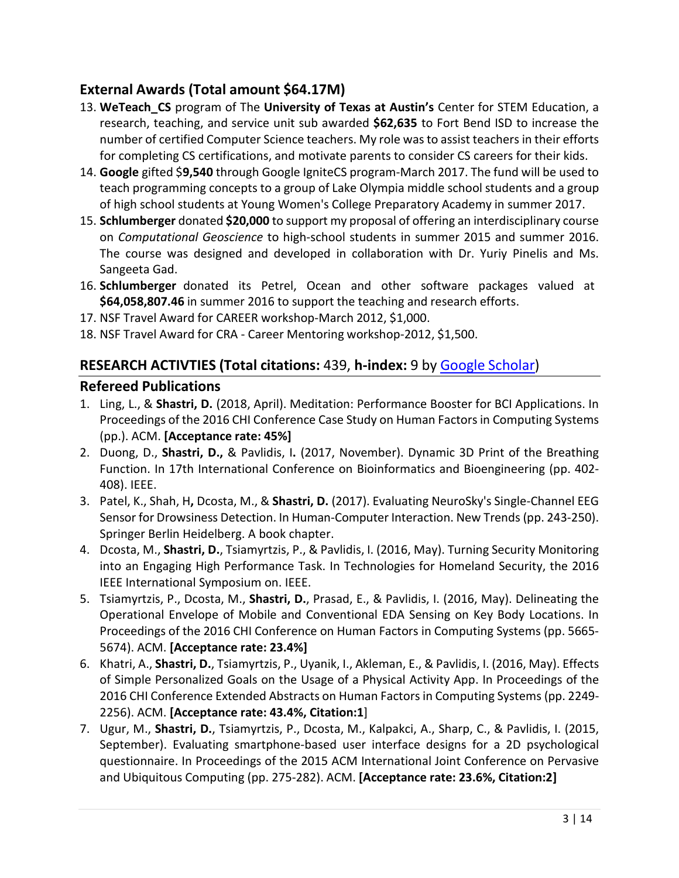## External Awards (Total amount $64.17M)

13. **WeTeach_CS** program of The **University of Texas at Austin's** Center for STEM Education, a research, teaching, and service unit sub awarded **$62,635** to Fort Bend ISD to increase the number of certified Computer Science teachers. My role was to assist teachers in their efforts for completing CS certifications, and motivate parents to consider CS careers for their kids.
14. **Google** gifted $**9,540** through Google IgniteCS program-March 2017. The fund will be used to teach programming concepts to a group of Lake Olympia middle school students and a group of high school students at Young Women's College Preparatory Academy in summer 2017.
15. **Schlumberger** donated **$20,000** to support my proposal of offering an interdisciplinary course on *Computational Geoscience* to high-school students in summer 2015 and summer 2016. The course was designed and developed in collaboration with Dr. Yuriy Pinelis and Ms. Sangeeta Gad.
16. **Schlumberger** donated its Petrel, Ocean and other software packages valued at **$64,058,807.46** in summer 2016 to support the teaching and research efforts.
17. NSF Travel Award for CAREER workshop-March 2012, $1,000.
18. NSF Travel Award for CRA - Career Mentoring workshop-2012, $1,500.

## RESEARCH ACTIVTIES (Total citations: 439, h-index: 9 by Google Scholar)

### Refereed Publications

1. Ling, L., & **Shastri, D.** (2018, April). Meditation: Performance Booster for BCI Applications. In Proceedings of the 2016 CHI Conference Case Study on Human Factors in Computing Systems (pp.). ACM. **[Acceptance rate: 45%]**
2. Duong, D., **Shastri, D.,** & Pavlidis, I**.** (2017, November). Dynamic 3D Print of the Breathing Function. In 17th International Conference on Bioinformatics and Bioengineering (pp. 402-408). IEEE.
3. Patel, K., Shah, H**,** Dcosta, M., & **Shastri, D.** (2017). Evaluating NeuroSky's Single-Channel EEG Sensor for Drowsiness Detection. In Human-Computer Interaction. New Trends (pp. 243-250). Springer Berlin Heidelberg. A book chapter.
4. Dcosta, M., **Shastri, D.**, Tsiamyrtzis, P., & Pavlidis, I. (2016, May). Turning Security Monitoring into an Engaging High Performance Task. In Technologies for Homeland Security, the 2016 IEEE International Symposium on. IEEE.
5. Tsiamyrtzis, P., Dcosta, M., **Shastri, D.**, Prasad, E., & Pavlidis, I. (2016, May). Delineating the Operational Envelope of Mobile and Conventional EDA Sensing on Key Body Locations. In Proceedings of the 2016 CHI Conference on Human Factors in Computing Systems (pp. 5665-5674). ACM. **[Acceptance rate: 23.4%]**
6. Khatri, A., **Shastri, D.**, Tsiamyrtzis, P., Uyanik, I., Akleman, E., & Pavlidis, I. (2016, May). Effects of Simple Personalized Goals on the Usage of a Physical Activity App. In Proceedings of the 2016 CHI Conference Extended Abstracts on Human Factors in Computing Systems (pp. 2249-2256). ACM. **[Acceptance rate: 43.4%, Citation:1]**
7. Ugur, M., **Shastri, D.**, Tsiamyrtzis, P., Dcosta, M., Kalpakci, A., Sharp, C., & Pavlidis, I. (2015, September). Evaluating smartphone-based user interface designs for a 2D psychological questionnaire. In Proceedings of the 2015 ACM International Joint Conference on Pervasive and Ubiquitous Computing (pp. 275-282). ACM. **[Acceptance rate: 23.6%, Citation:2]**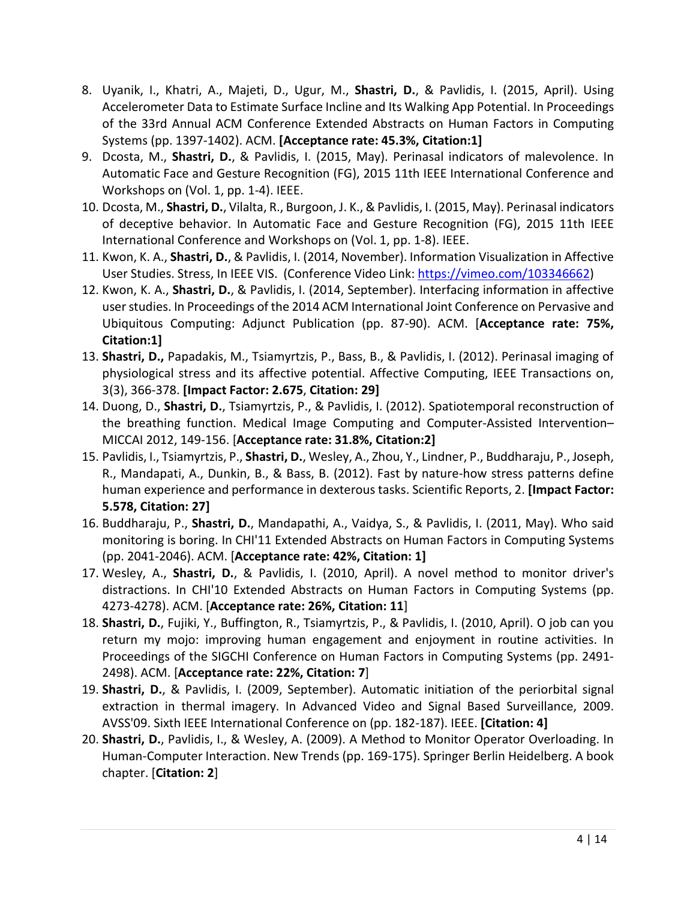8. Uyanik, I., Khatri, A., Majeti, D., Ugur, M., **Shastri, D.**, & Pavlidis, I. (2015, April). Using Accelerometer Data to Estimate Surface Incline and Its Walking App Potential. In Proceedings of the 33rd Annual ACM Conference Extended Abstracts on Human Factors in Computing Systems (pp. 1397-1402). ACM. **[Acceptance rate: 45.3%, Citation:1]**
9. Dcosta, M., **Shastri, D.**, & Pavlidis, I. (2015, May). Perinasal indicators of malevolence. In Automatic Face and Gesture Recognition (FG), 2015 11th IEEE International Conference and Workshops on (Vol. 1, pp. 1-4). IEEE.
10. Dcosta, M., **Shastri, D.**, Vilalta, R., Burgoon, J. K., & Pavlidis, I. (2015, May). Perinasal indicators of deceptive behavior. In Automatic Face and Gesture Recognition (FG), 2015 11th IEEE International Conference and Workshops on (Vol. 1, pp. 1-8). IEEE.
11. Kwon, K. A., **Shastri, D.**, & Pavlidis, I. (2014, November). Information Visualization in Affective User Studies. Stress, In IEEE VIS. (Conference Video Link: https://vimeo.com/103346662)
12. Kwon, K. A., **Shastri, D.**, & Pavlidis, I. (2014, September). Interfacing information in affective user studies. In Proceedings of the 2014 ACM International Joint Conference on Pervasive and Ubiquitous Computing: Adjunct Publication (pp. 87-90). ACM. [**Acceptance rate: 75%, Citation:1]**
13. **Shastri, D.,** Papadakis, M., Tsiamyrtzis, P., Bass, B., & Pavlidis, I. (2012). Perinasal imaging of physiological stress and its affective potential. Affective Computing, IEEE Transactions on, 3(3), 366-378. **[Impact Factor: 2.675**, **Citation: 29]**
14. Duong, D., **Shastri, D.**, Tsiamyrtzis, P., & Pavlidis, I. (2012). Spatiotemporal reconstruction of the breathing function. Medical Image Computing and Computer-Assisted Intervention–MICCAI 2012, 149-156. [**Acceptance rate: 31.8%, Citation:2]**
15. Pavlidis, I., Tsiamyrtzis, P., **Shastri, D.**, Wesley, A., Zhou, Y., Lindner, P., Buddharaju, P., Joseph, R., Mandapati, A., Dunkin, B., & Bass, B. (2012). Fast by nature-how stress patterns define human experience and performance in dexterous tasks. Scientific Reports, 2. **[Impact Factor: 5.578, Citation: 27]**
16. Buddharaju, P., **Shastri, D.**, Mandapathi, A., Vaidya, S., & Pavlidis, I. (2011, May). Who said monitoring is boring. In CHI'11 Extended Abstracts on Human Factors in Computing Systems (pp. 2041-2046). ACM. [**Acceptance rate: 42%, Citation: 1]**
17. Wesley, A., **Shastri, D.**, & Pavlidis, I. (2010, April). A novel method to monitor driver's distractions. In CHI'10 Extended Abstracts on Human Factors in Computing Systems (pp. 4273-4278). ACM. [**Acceptance rate: 26%, Citation: 11**]
18. **Shastri, D.**, Fujiki, Y., Buffington, R., Tsiamyrtzis, P., & Pavlidis, I. (2010, April). O job can you return my mojo: improving human engagement and enjoyment in routine activities. In Proceedings of the SIGCHI Conference on Human Factors in Computing Systems (pp. 2491-2498). ACM. [**Acceptance rate: 22%, Citation: 7**]
19. **Shastri, D.**, & Pavlidis, I. (2009, September). Automatic initiation of the periorbital signal extraction in thermal imagery. In Advanced Video and Signal Based Surveillance, 2009. AVSS'09. Sixth IEEE International Conference on (pp. 182-187). IEEE. **[Citation: 4]**
20. **Shastri, D.**, Pavlidis, I., & Wesley, A. (2009). A Method to Monitor Operator Overloading. In Human-Computer Interaction. New Trends (pp. 169-175). Springer Berlin Heidelberg. A book chapter. [**Citation: 2**]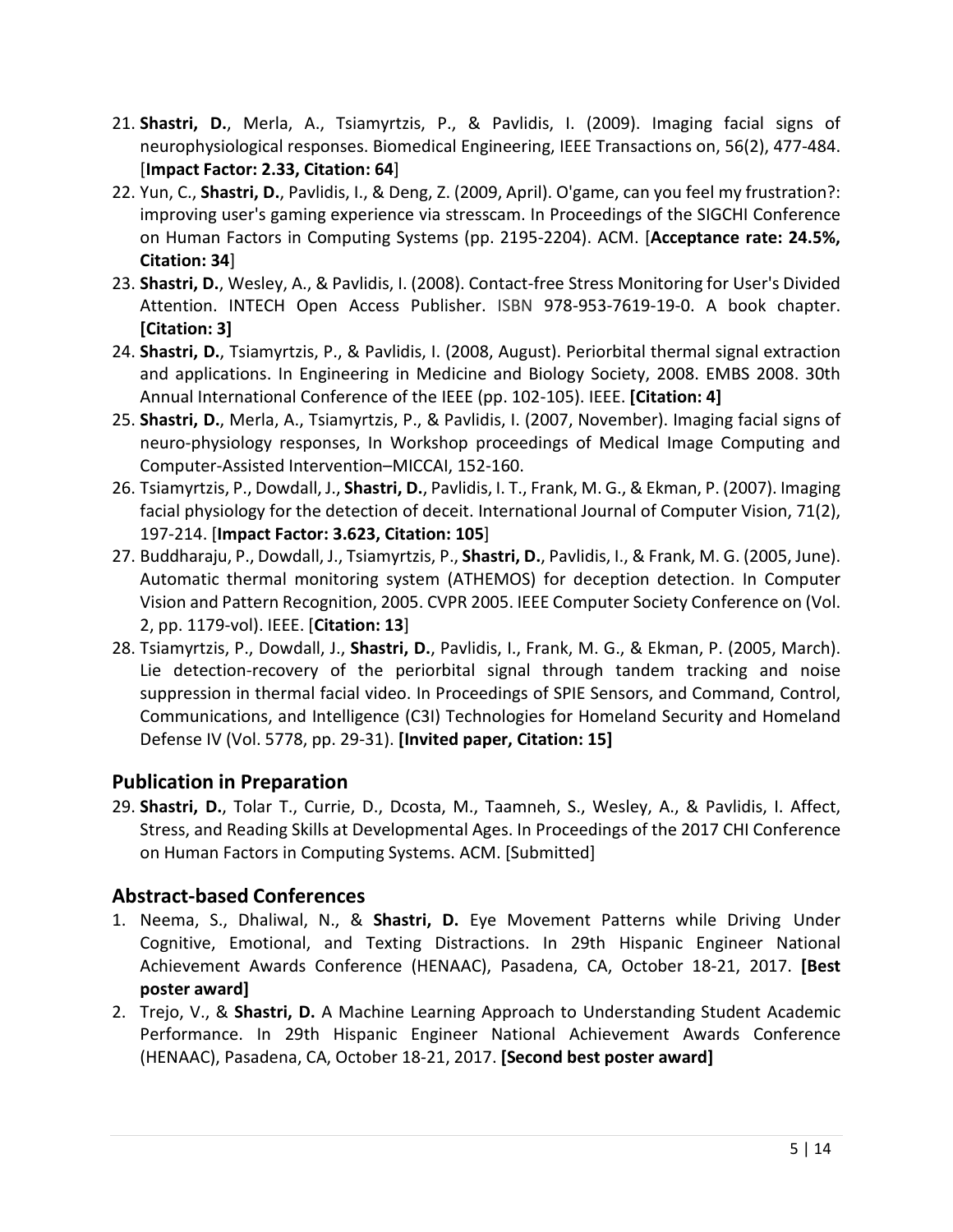21. **Shastri, D.**, Merla, A., Tsiamyrtzis, P., & Pavlidis, I. (2009). Imaging facial signs of neurophysiological responses. Biomedical Engineering, IEEE Transactions on, 56(2), 477-484. [**Impact Factor: 2.33, Citation: 64**]
22. Yun, C., **Shastri, D.**, Pavlidis, I., & Deng, Z. (2009, April). O'game, can you feel my frustration?: improving user's gaming experience via stresscam. In Proceedings of the SIGCHI Conference on Human Factors in Computing Systems (pp. 2195-2204). ACM. [**Acceptance rate: 24.5%, Citation: 34**]
23. **Shastri, D.**, Wesley, A., & Pavlidis, I. (2008). Contact-free Stress Monitoring for User's Divided Attention. INTECH Open Access Publisher. ISBN 978-953-7619-19-0. A book chapter. **[Citation: 3]**
24. **Shastri, D.**, Tsiamyrtzis, P., & Pavlidis, I. (2008, August). Periorbital thermal signal extraction and applications. In Engineering in Medicine and Biology Society, 2008. EMBS 2008. 30th Annual International Conference of the IEEE (pp. 102-105). IEEE. **[Citation: 4]**
25. **Shastri, D.**, Merla, A., Tsiamyrtzis, P., & Pavlidis, I. (2007, November). Imaging facial signs of neuro-physiology responses, In Workshop proceedings of Medical Image Computing and Computer-Assisted Intervention–MICCAI, 152-160.
26. Tsiamyrtzis, P., Dowdall, J., **Shastri, D.**, Pavlidis, I. T., Frank, M. G., & Ekman, P. (2007). Imaging facial physiology for the detection of deceit. International Journal of Computer Vision, 71(2), 197-214. [**Impact Factor: 3.623, Citation: 105**]
27. Buddharaju, P., Dowdall, J., Tsiamyrtzis, P., **Shastri, D.**, Pavlidis, I., & Frank, M. G. (2005, June). Automatic thermal monitoring system (ATHEMOS) for deception detection. In Computer Vision and Pattern Recognition, 2005. CVPR 2005. IEEE Computer Society Conference on (Vol. 2, pp. 1179-vol). IEEE. [**Citation: 13**]
28. Tsiamyrtzis, P., Dowdall, J., **Shastri, D.**, Pavlidis, I., Frank, M. G., & Ekman, P. (2005, March). Lie detection-recovery of the periorbital signal through tandem tracking and noise suppression in thermal facial video. In Proceedings of SPIE Sensors, and Command, Control, Communications, and Intelligence (C3I) Technologies for Homeland Security and Homeland Defense IV (Vol. 5778, pp. 29-31). **[Invited paper, Citation: 15]**

## Publication in Preparation

29. **Shastri, D.**, Tolar T., Currie, D., Dcosta, M., Taamneh, S., Wesley, A., & Pavlidis, I. Affect, Stress, and Reading Skills at Developmental Ages. In Proceedings of the 2017 CHI Conference on Human Factors in Computing Systems. ACM. [Submitted]

## Abstract-based Conferences

1. Neema, S., Dhaliwal, N., & **Shastri, D.** Eye Movement Patterns while Driving Under Cognitive, Emotional, and Texting Distractions. In 29th Hispanic Engineer National Achievement Awards Conference (HENAAC), Pasadena, CA, October 18-21, 2017. **[Best poster award]**
2. Trejo, V., & **Shastri, D.** A Machine Learning Approach to Understanding Student Academic Performance. In 29th Hispanic Engineer National Achievement Awards Conference (HENAAC), Pasadena, CA, October 18-21, 2017. **[Second best poster award]**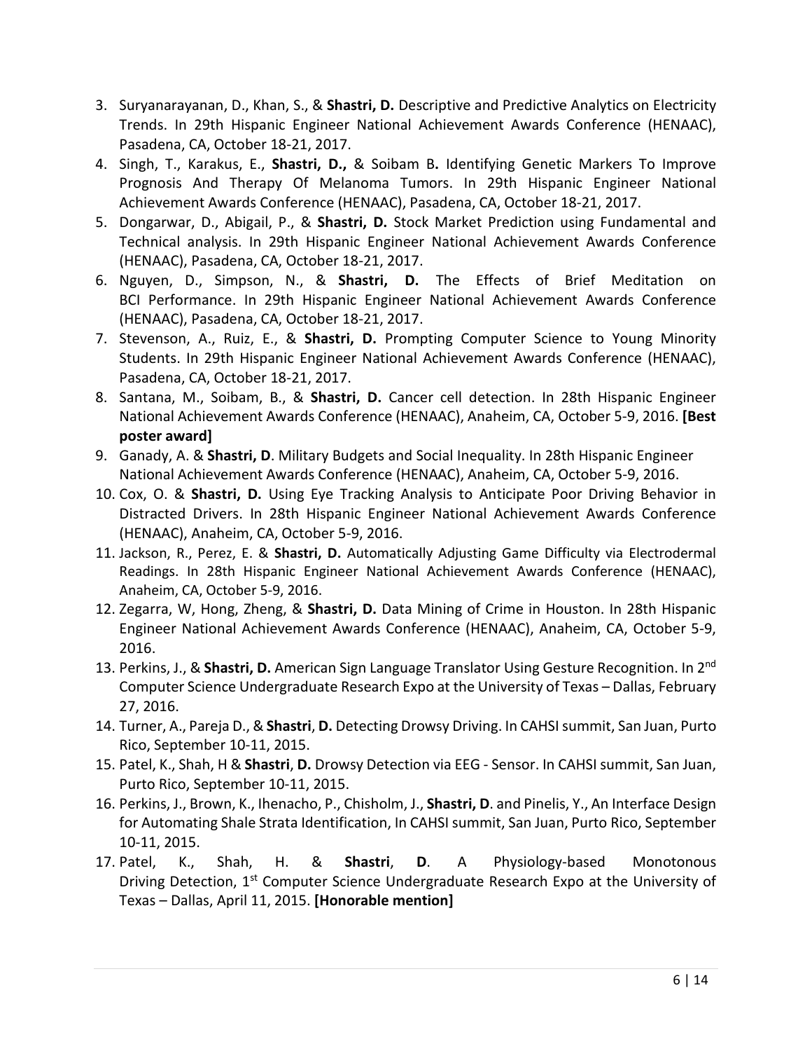3. Suryanarayanan, D., Khan, S., & **Shastri, D.** Descriptive and Predictive Analytics on Electricity Trends. In 29th Hispanic Engineer National Achievement Awards Conference (HENAAC), Pasadena, CA, October 18-21, 2017.
4. Singh, T., Karakus, E., **Shastri, D.,** & Soibam B**.** Identifying Genetic Markers To Improve Prognosis And Therapy Of Melanoma Tumors. In 29th Hispanic Engineer National Achievement Awards Conference (HENAAC), Pasadena, CA, October 18-21, 2017.
5. Dongarwar, D., Abigail, P., & **Shastri, D.** Stock Market Prediction using Fundamental and Technical analysis. In 29th Hispanic Engineer National Achievement Awards Conference (HENAAC), Pasadena, CA, October 18-21, 2017.
6. Nguyen, D., Simpson, N., & **Shastri, D.** The Effects of Brief Meditation on BCI Performance. In 29th Hispanic Engineer National Achievement Awards Conference (HENAAC), Pasadena, CA, October 18-21, 2017.
7. Stevenson, A., Ruiz, E., & **Shastri, D.** Prompting Computer Science to Young Minority Students. In 29th Hispanic Engineer National Achievement Awards Conference (HENAAC), Pasadena, CA, October 18-21, 2017.
8. Santana, M., Soibam, B., & **Shastri, D.** Cancer cell detection. In 28th Hispanic Engineer National Achievement Awards Conference (HENAAC), Anaheim, CA, October 5-9, 2016. **[Best poster award]**
9. Ganady, A. & **Shastri, D**. Military Budgets and Social Inequality. In 28th Hispanic Engineer National Achievement Awards Conference (HENAAC), Anaheim, CA, October 5-9, 2016.
10. Cox, O. & **Shastri, D.** Using Eye Tracking Analysis to Anticipate Poor Driving Behavior in Distracted Drivers. In 28th Hispanic Engineer National Achievement Awards Conference (HENAAC), Anaheim, CA, October 5-9, 2016.
11. Jackson, R., Perez, E. & **Shastri, D.** Automatically Adjusting Game Difficulty via Electrodermal Readings. In 28th Hispanic Engineer National Achievement Awards Conference (HENAAC), Anaheim, CA, October 5-9, 2016.
12. Zegarra, W, Hong, Zheng, & **Shastri, D.** Data Mining of Crime in Houston. In 28th Hispanic Engineer National Achievement Awards Conference (HENAAC), Anaheim, CA, October 5-9, 2016.
13. Perkins, J., & **Shastri, D.** American Sign Language Translator Using Gesture Recognition. In 2nd Computer Science Undergraduate Research Expo at the University of Texas – Dallas, February 27, 2016.
14. Turner, A., Pareja D., & **Shastri**, **D.** Detecting Drowsy Driving. In CAHSI summit, San Juan, Purto Rico, September 10-11, 2015.
15. Patel, K., Shah, H & **Shastri**, **D.** Drowsy Detection via EEG - Sensor. In CAHSI summit, San Juan, Purto Rico, September 10-11, 2015.
16. Perkins, J., Brown, K., Ihenacho, P., Chisholm, J., **Shastri, D**. and Pinelis, Y., An Interface Design for Automating Shale Strata Identification, In CAHSI summit, San Juan, Purto Rico, September 10-11, 2015.
17. Patel, K., Shah, H. & **Shastri**, **D**. A Physiology-based Monotonous Driving Detection, 1st Computer Science Undergraduate Research Expo at the University of Texas – Dallas, April 11, 2015. **[Honorable mention]**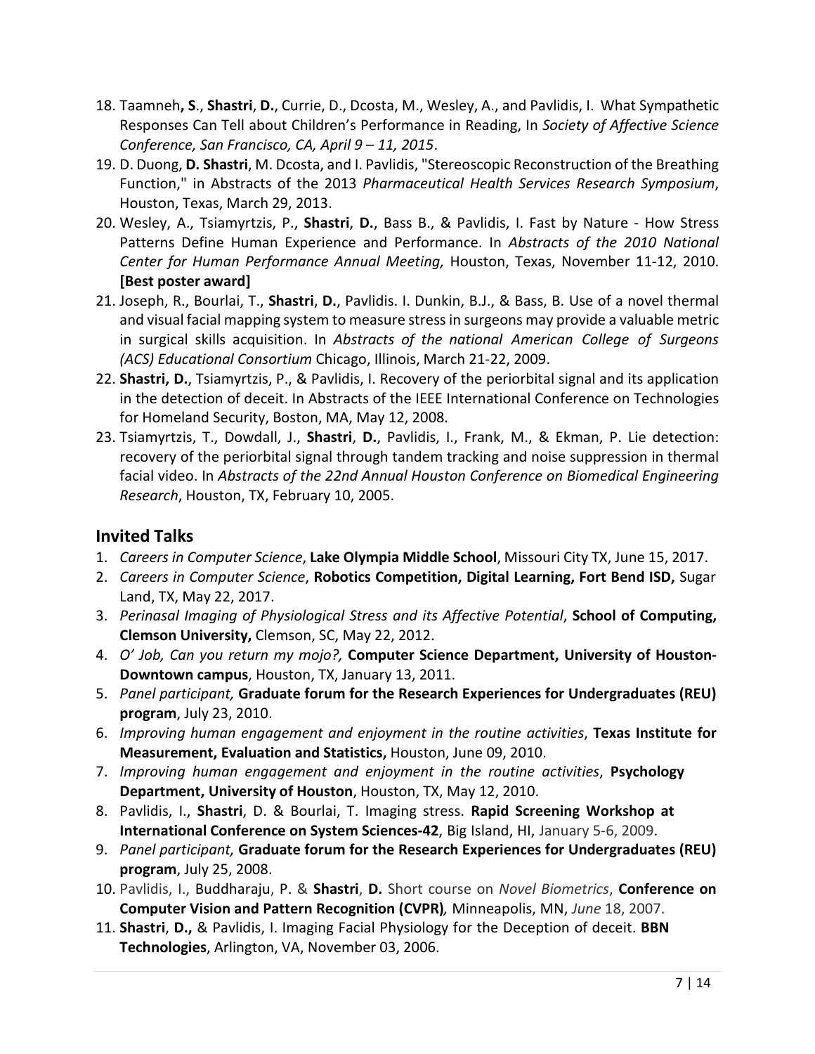18. Taamneh**, S**., **Shastri**, **D.**, Currie, D., Dcosta, M., Wesley, A., and Pavlidis, I. What Sympathetic Responses Can Tell about Children's Performance in Reading, In *Society of Affective Science Conference, San Francisco, CA, April 9 – 11, 2015*.
19. D. Duong, **D. Shastri**, M. Dcosta, and I. Pavlidis, "Stereoscopic Reconstruction of the Breathing Function," in Abstracts of the 2013 *Pharmaceutical Health Services Research Symposium*, Houston, Texas, March 29, 2013.
20. Wesley, A., Tsiamyrtzis, P., **Shastri**, **D.**, Bass B., & Pavlidis, I. Fast by Nature - How Stress Patterns Define Human Experience and Performance. In *Abstracts of the 2010 National Center for Human Performance Annual Meeting,* Houston, Texas, November 11-12, 2010. **[Best poster award]**
21. Joseph, R., Bourlai, T., **Shastri**, **D.**, Pavlidis. I. Dunkin, B.J., & Bass, B. Use of a novel thermal and visual facial mapping system to measure stress in surgeons may provide a valuable metric in surgical skills acquisition. In *Abstracts of the national American College of Surgeons (ACS) Educational Consortium* Chicago, Illinois, March 21-22, 2009.
22. **Shastri, D.**, Tsiamyrtzis, P., & Pavlidis, I. Recovery of the periorbital signal and its application in the detection of deceit. In Abstracts of the IEEE International Conference on Technologies for Homeland Security, Boston, MA, May 12, 2008.
23. Tsiamyrtzis, T., Dowdall, J., **Shastri**, **D.**, Pavlidis, I., Frank, M., & Ekman, P. Lie detection: recovery of the periorbital signal through tandem tracking and noise suppression in thermal facial video. In *Abstracts of the 22nd Annual Houston Conference on Biomedical Engineering Research*, Houston, TX, February 10, 2005.

## Invited Talks

1. *Careers in Computer Science*, **Lake Olympia Middle School**, Missouri City TX, June 15, 2017.
2. *Careers in Computer Science*, **Robotics Competition, Digital Learning, Fort Bend ISD,** Sugar Land, TX, May 22, 2017.
3. *Perinasal Imaging of Physiological Stress and its Affective Potential*, **School of Computing, Clemson University,** Clemson, SC, May 22, 2012.
4. *O' Job, Can you return my mojo?,* **Computer Science Department, University of Houston-Downtown campus**, Houston, TX, January 13, 2011.
5. *Panel participant,* **Graduate forum for the Research Experiences for Undergraduates (REU) program**, July 23, 2010.
6. *Improving human engagement and enjoyment in the routine activities*, **Texas Institute for Measurement, Evaluation and Statistics,** Houston, June 09, 2010.
7. *Improving human engagement and enjoyment in the routine activities*, **Psychology Department, University of Houston**, Houston, TX, May 12, 2010.
8. Pavlidis, I., **Shastri**, D. & Bourlai, T. Imaging stress. **Rapid Screening Workshop at International Conference on System Sciences-42**, Big Island, HI, January 5-6, 2009.
9. *Panel participant,* **Graduate forum for the Research Experiences for Undergraduates (REU) program**, July 25, 2008.
10. Pavlidis, I., Buddharaju, P. & **Shastri**, **D.** Short course on *Novel Biometrics*, **Conference on Computer Vision and Pattern Recognition (CVPR)***,* Minneapolis, MN, *June* 18, 2007.
11. **Shastri**, **D.,** & Pavlidis, I. Imaging Facial Physiology for the Deception of deceit. **BBN Technologies**, Arlington, VA, November 03, 2006.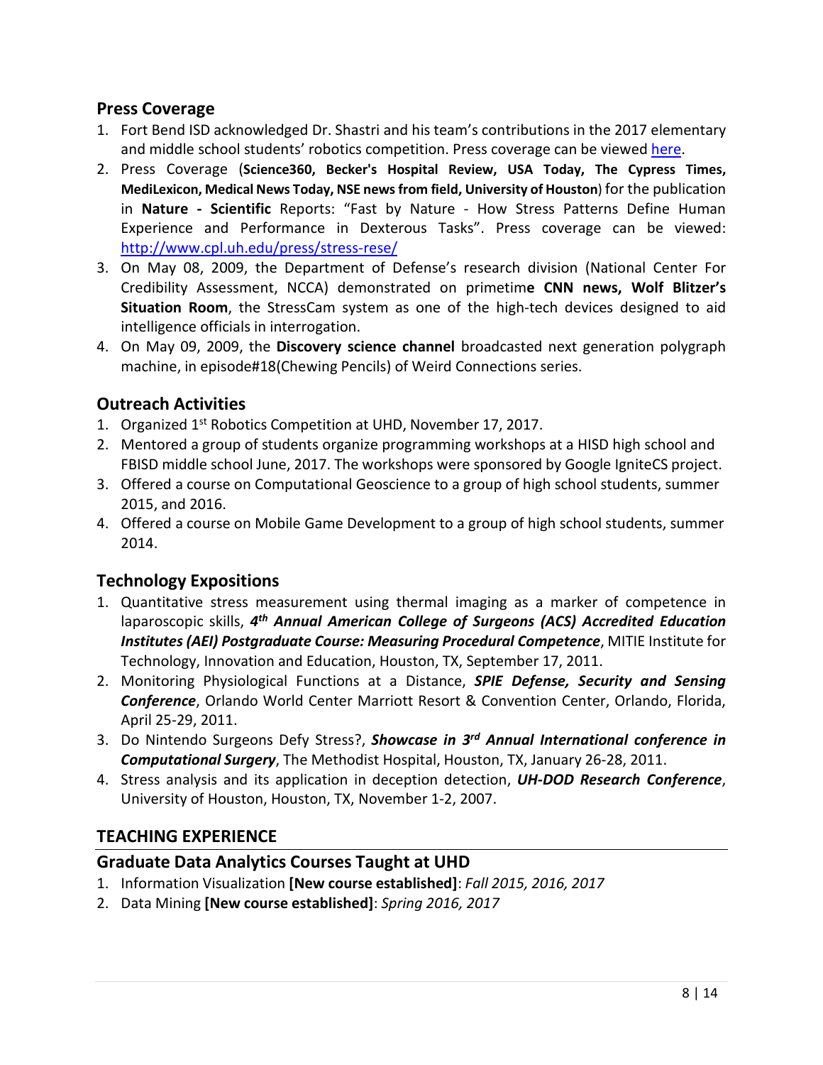## Press Coverage

1. Fort Bend ISD acknowledged Dr. Shastri and his team's contributions in the 2017 elementary and middle school students' robotics competition. Press coverage can be viewed here.
2. Press Coverage (**Science360, Becker's Hospital Review, USA Today, The Cypress Times, MediLexicon, Medical News Today, NSE news from field, University of Houston**) for the publication in **Nature - Scientific** Reports: "Fast by Nature - How Stress Patterns Define Human Experience and Performance in Dexterous Tasks". Press coverage can be viewed: http://www.cpl.uh.edu/press/stress-rese/
3. On May 08, 2009, the Department of Defense's research division (National Center For Credibility Assessment, NCCA) demonstrated on primetim**e CNN news, Wolf Blitzer's Situation Room**, the StressCam system as one of the high-tech devices designed to aid intelligence officials in interrogation.
4. On May 09, 2009, the **Discovery science channel** broadcasted next generation polygraph machine, in episode#18(Chewing Pencils) of Weird Connections series.

## Outreach Activities

1. Organized 1st Robotics Competition at UHD, November 17, 2017.
2. Mentored a group of students organize programming workshops at a HISD high school and FBISD middle school June, 2017. The workshops were sponsored by Google IgniteCS project.
3. Offered a course on Computational Geoscience to a group of high school students, summer 2015, and 2016.
4. Offered a course on Mobile Game Development to a group of high school students, summer 2014.

## Technology Expositions

1. Quantitative stress measurement using thermal imaging as a marker of competence in laparoscopic skills, ***4th Annual American College of Surgeons (ACS) Accredited Education Institutes (AEI) Postgraduate Course: Measuring Procedural Competence***, MITIE Institute for Technology, Innovation and Education, Houston, TX, September 17, 2011.
2. Monitoring Physiological Functions at a Distance, ***SPIE Defense, Security and Sensing Conference***, Orlando World Center Marriott Resort & Convention Center, Orlando, Florida, April 25-29, 2011.
3. Do Nintendo Surgeons Defy Stress?, ***Showcase in 3rd Annual International conference in Computational Surgery***, The Methodist Hospital, Houston, TX, January 26-28, 2011.
4. Stress analysis and its application in deception detection, ***UH-DOD Research Conference***, University of Houston, Houston, TX, November 1-2, 2007.

# TEACHING EXPERIENCE

## Graduate Data Analytics Courses Taught at UHD

1. Information Visualization **[New course established]**: *Fall 2015, 2016, 2017*
2. Data Mining **[New course established]**: *Spring 2016, 2017*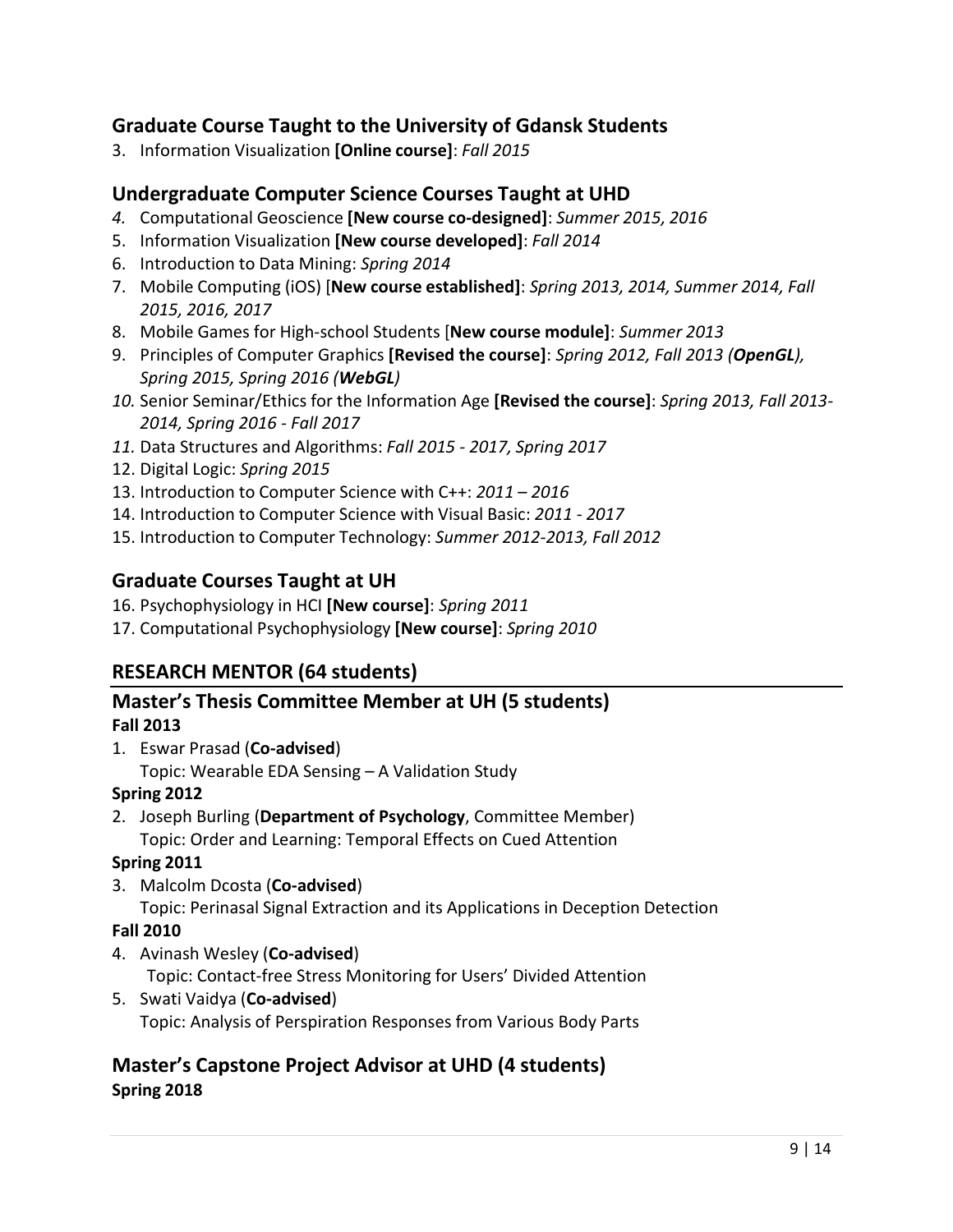### Graduate Course Taught to the University of Gdansk Students

3. Information Visualization **[Online course]**: *Fall 2015*

### Undergraduate Computer Science Courses Taught at UHD

4. Computational Geoscience **[New course co-designed]**: *Summer 2015, 2016*
5. Information Visualization **[New course developed]**: *Fall 2014*
6. Introduction to Data Mining: *Spring 2014*
7. Mobile Computing (iOS) [**New course established]**: *Spring 2013, 2014, Summer 2014, Fall 2015, 2016, 2017*
8. Mobile Games for High-school Students [**New course module]**: *Summer 2013*
9. Principles of Computer Graphics **[Revised the course]**: *Spring 2012, Fall 2013 (**OpenGL**), Spring 2015, Spring 2016 (**WebGL**)*
10. Senior Seminar/Ethics for the Information Age **[Revised the course]**: *Spring 2013, Fall 2013-2014, Spring 2016 - Fall 2017*
11. Data Structures and Algorithms: *Fall 2015 - 2017, Spring 2017*
12. Digital Logic: *Spring 2015*
13. Introduction to Computer Science with C++: *2011 – 2016*
14. Introduction to Computer Science with Visual Basic: *2011 - 2017*
15. Introduction to Computer Technology: *Summer 2012-2013, Fall 2012*

### Graduate Courses Taught at UH

16. Psychophysiology in HCI **[New course]**: *Spring 2011*
17. Computational Psychophysiology **[New course]**: *Spring 2010*

## RESEARCH MENTOR (64 students)

### Master's Thesis Committee Member at UH (5 students)

**Fall 2013**

1. Eswar Prasad (**Co-advised**)
   Topic: Wearable EDA Sensing – A Validation Study

**Spring 2012**

2. Joseph Burling (**Department of Psychology**, Committee Member)
   Topic: Order and Learning: Temporal Effects on Cued Attention

**Spring 2011**

3. Malcolm Dcosta (**Co-advised**)
   Topic: Perinasal Signal Extraction and its Applications in Deception Detection

**Fall 2010**

4. Avinash Wesley (**Co-advised**)
   Topic: Contact-free Stress Monitoring for Users' Divided Attention
5. Swati Vaidya (**Co-advised**)
   Topic: Analysis of Perspiration Responses from Various Body Parts

### Master's Capstone Project Advisor at UHD (4 students)

**Spring 2018**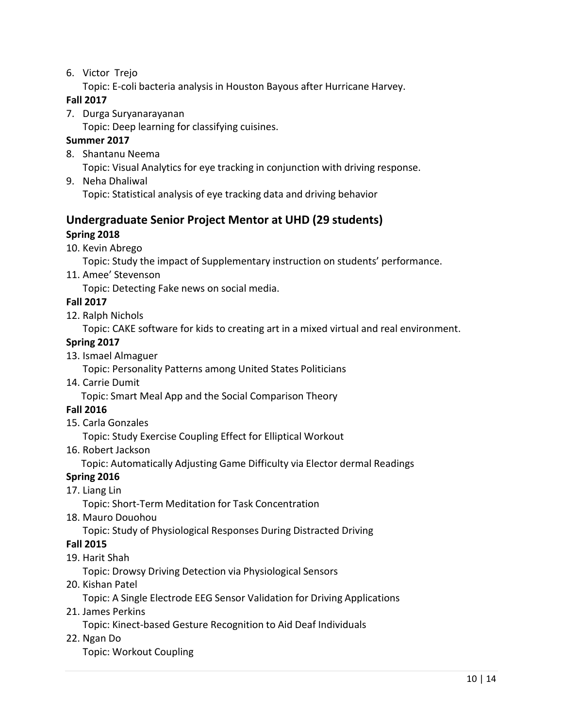6. Victor Trejo
   Topic: E-coli bacteria analysis in Houston Bayous after Hurricane Harvey.

**Fall 2017**

7. Durga Suryanarayanan
   Topic: Deep learning for classifying cuisines.

**Summer 2017**

8. Shantanu Neema
   Topic: Visual Analytics for eye tracking in conjunction with driving response.
9. Neha Dhaliwal
   Topic: Statistical analysis of eye tracking data and driving behavior

## Undergraduate Senior Project Mentor at UHD (29 students)

**Spring 2018**

10. Kevin Abrego
    Topic: Study the impact of Supplementary instruction on students' performance.
11. Amee' Stevenson
    Topic: Detecting Fake news on social media.

**Fall 2017**

12. Ralph Nichols
    Topic: CAKE software for kids to creating art in a mixed virtual and real environment.

**Spring 2017**

13. Ismael Almaguer
    Topic: Personality Patterns among United States Politicians
14. Carrie Dumit
    Topic: Smart Meal App and the Social Comparison Theory

**Fall 2016**

15. Carla Gonzales
    Topic: Study Exercise Coupling Effect for Elliptical Workout
16. Robert Jackson
    Topic: Automatically Adjusting Game Difficulty via Elector dermal Readings

**Spring 2016**

17. Liang Lin
    Topic: Short-Term Meditation for Task Concentration
18. Mauro Douohou
    Topic: Study of Physiological Responses During Distracted Driving

**Fall 2015**

19. Harit Shah
    Topic: Drowsy Driving Detection via Physiological Sensors
20. Kishan Patel
    Topic: A Single Electrode EEG Sensor Validation for Driving Applications
21. James Perkins
    Topic: Kinect-based Gesture Recognition to Aid Deaf Individuals
22. Ngan Do
    Topic: Workout Coupling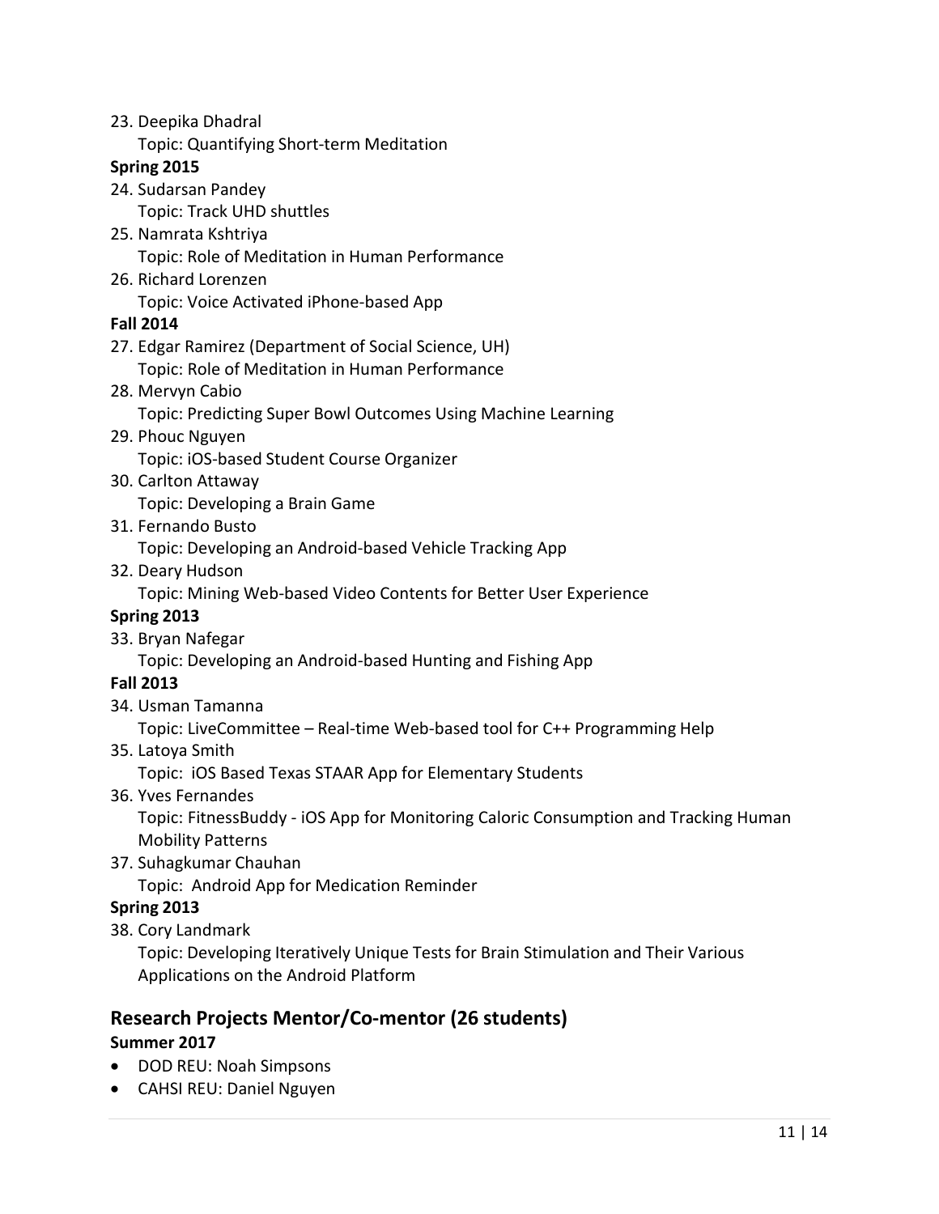23. Deepika Dhadral
    Topic: Quantifying Short-term Meditation

**Spring 2015**

24. Sudarsan Pandey
    Topic: Track UHD shuttles
25. Namrata Kshtriya
    Topic: Role of Meditation in Human Performance
26. Richard Lorenzen
    Topic: Voice Activated iPhone-based App

**Fall 2014**

27. Edgar Ramirez (Department of Social Science, UH)
    Topic: Role of Meditation in Human Performance
28. Mervyn Cabio
    Topic: Predicting Super Bowl Outcomes Using Machine Learning
29. Phouc Nguyen
    Topic: iOS-based Student Course Organizer
30. Carlton Attaway
    Topic: Developing a Brain Game
31. Fernando Busto
    Topic: Developing an Android-based Vehicle Tracking App
32. Deary Hudson
    Topic: Mining Web-based Video Contents for Better User Experience

**Spring 2013**

33. Bryan Nafegar
    Topic: Developing an Android-based Hunting and Fishing App

**Fall 2013**

34. Usman Tamanna
    Topic: LiveCommittee – Real-time Web-based tool for C++ Programming Help
35. Latoya Smith
    Topic: iOS Based Texas STAAR App for Elementary Students
36. Yves Fernandes
    Topic: FitnessBuddy - iOS App for Monitoring Caloric Consumption and Tracking Human Mobility Patterns
37. Suhagkumar Chauhan
    Topic: Android App for Medication Reminder

**Spring 2013**

38. Cory Landmark
    Topic: Developing Iteratively Unique Tests for Brain Stimulation and Their Various Applications on the Android Platform

## Research Projects Mentor/Co-mentor (26 students)

**Summer 2017**

- DOD REU: Noah Simpsons
- CAHSI REU: Daniel Nguyen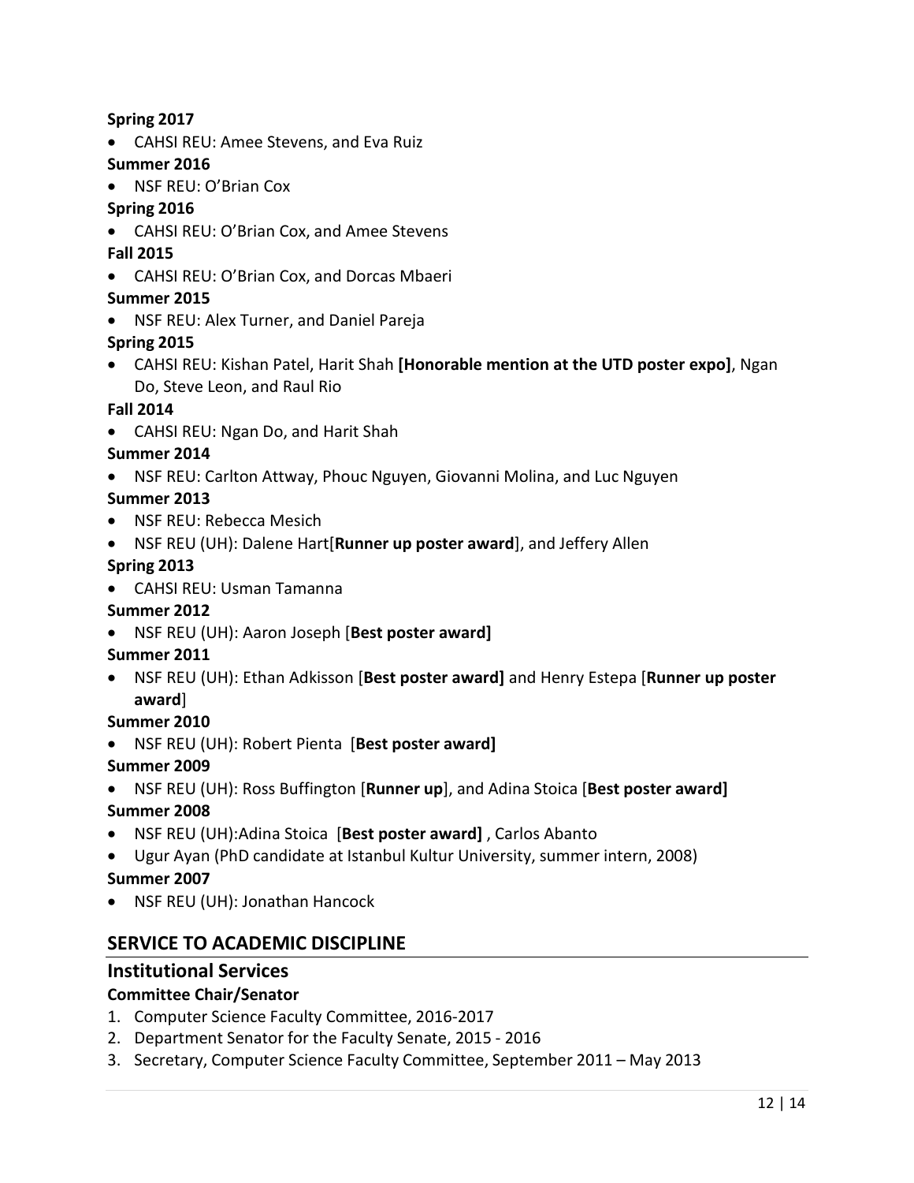**Spring 2017**

- CAHSI REU: Amee Stevens, and Eva Ruiz

**Summer 2016**

- NSF REU: O'Brian Cox

**Spring 2016**

- CAHSI REU: O'Brian Cox, and Amee Stevens

**Fall 2015**

- CAHSI REU: O'Brian Cox, and Dorcas Mbaeri

**Summer 2015**

- NSF REU: Alex Turner, and Daniel Pareja

**Spring 2015**

- CAHSI REU: Kishan Patel, Harit Shah **[Honorable mention at the UTD poster expo]**, Ngan Do, Steve Leon, and Raul Rio

**Fall 2014**

- CAHSI REU: Ngan Do, and Harit Shah

**Summer 2014**

- NSF REU: Carlton Attway, Phouc Nguyen, Giovanni Molina, and Luc Nguyen

**Summer 2013**

- NSF REU: Rebecca Mesich
- NSF REU (UH): Dalene Hart[**Runner up poster award**], and Jeffery Allen

**Spring 2013**

- CAHSI REU: Usman Tamanna

**Summer 2012**

- NSF REU (UH): Aaron Joseph [**Best poster award]**

**Summer 2011**

- NSF REU (UH): Ethan Adkisson [**Best poster award]** and Henry Estepa [**Runner up poster award**]

**Summer 2010**

- NSF REU (UH): Robert Pienta [**Best poster award]**

**Summer 2009**

- NSF REU (UH): Ross Buffington [**Runner up**], and Adina Stoica [**Best poster award]**

**Summer 2008**

- NSF REU (UH):Adina Stoica [**Best poster award]** , Carlos Abanto
- Ugur Ayan (PhD candidate at Istanbul Kultur University, summer intern, 2008)

**Summer 2007**

- NSF REU (UH): Jonathan Hancock

## SERVICE TO ACADEMIC DISCIPLINE

### Institutional Services

**Committee Chair/Senator**

1. Computer Science Faculty Committee, 2016-2017
2. Department Senator for the Faculty Senate, 2015 - 2016
3. Secretary, Computer Science Faculty Committee, September 2011 – May 2013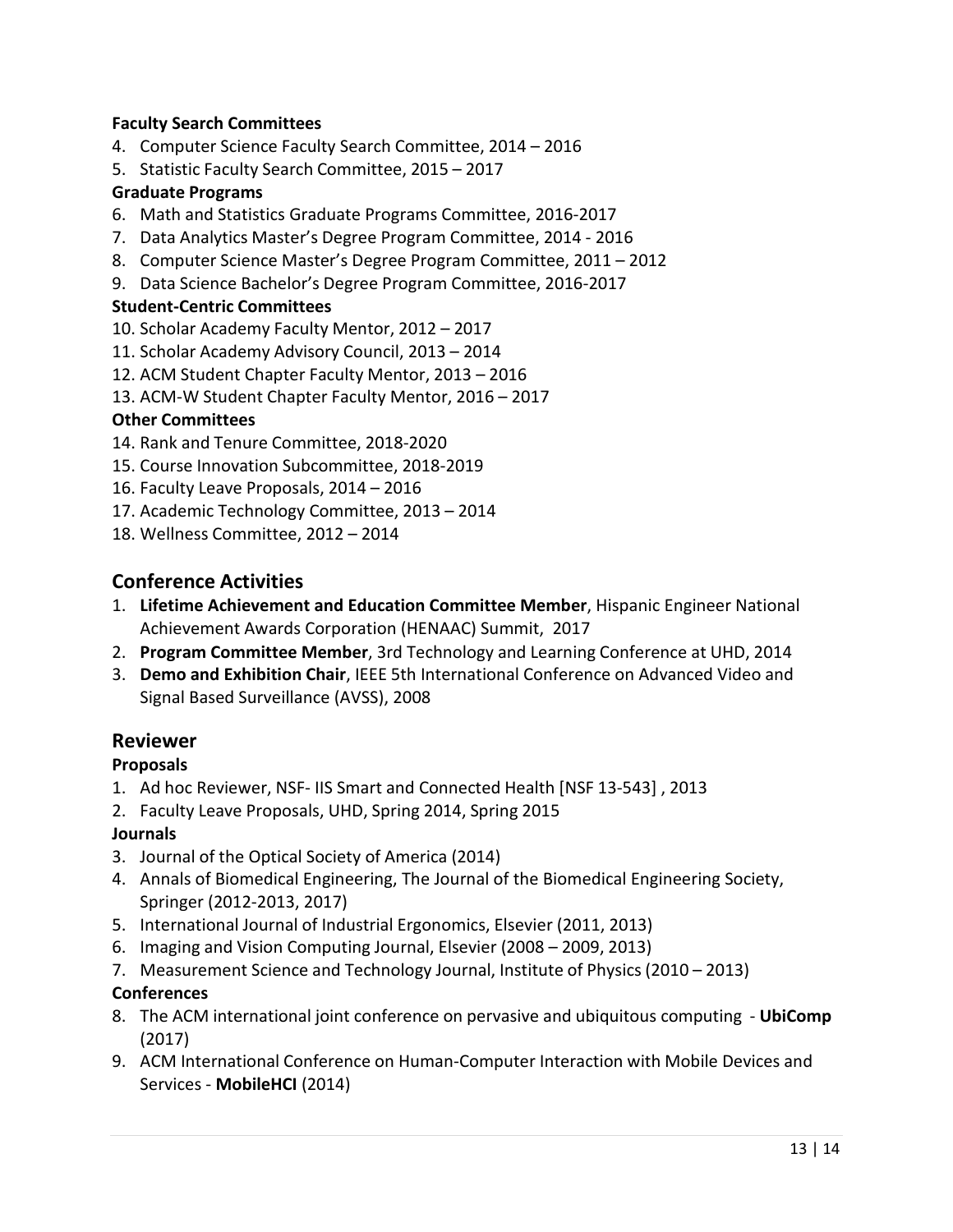**Faculty Search Committees**

4. Computer Science Faculty Search Committee, 2014 – 2016
5. Statistic Faculty Search Committee, 2015 – 2017

**Graduate Programs**

6. Math and Statistics Graduate Programs Committee, 2016-2017
7. Data Analytics Master's Degree Program Committee, 2014 - 2016
8. Computer Science Master's Degree Program Committee, 2011 – 2012
9. Data Science Bachelor's Degree Program Committee, 2016-2017

**Student-Centric Committees**

10. Scholar Academy Faculty Mentor, 2012 – 2017
11. Scholar Academy Advisory Council, 2013 – 2014
12. ACM Student Chapter Faculty Mentor, 2013 – 2016
13. ACM-W Student Chapter Faculty Mentor, 2016 – 2017

**Other Committees**

14. Rank and Tenure Committee, 2018-2020
15. Course Innovation Subcommittee, 2018-2019
16. Faculty Leave Proposals, 2014 – 2016
17. Academic Technology Committee, 2013 – 2014
18. Wellness Committee, 2012 – 2014

## Conference Activities

1. **Lifetime Achievement and Education Committee Member**, Hispanic Engineer National Achievement Awards Corporation (HENAAC) Summit, 2017
2. **Program Committee Member**, 3rd Technology and Learning Conference at UHD, 2014
3. **Demo and Exhibition Chair**, IEEE 5th International Conference on Advanced Video and Signal Based Surveillance (AVSS), 2008

## Reviewer

**Proposals**

1. Ad hoc Reviewer, NSF- IIS Smart and Connected Health [NSF 13-543] , 2013
2. Faculty Leave Proposals, UHD, Spring 2014, Spring 2015

**Journals**

3. Journal of the Optical Society of America (2014)
4. Annals of Biomedical Engineering, The Journal of the Biomedical Engineering Society, Springer (2012-2013, 2017)
5. International Journal of Industrial Ergonomics, Elsevier (2011, 2013)
6. Imaging and Vision Computing Journal, Elsevier (2008 – 2009, 2013)
7. Measurement Science and Technology Journal, Institute of Physics (2010 – 2013)

**Conferences**

8. The ACM international joint conference on pervasive and ubiquitous computing - **UbiComp** (2017)
9. ACM International Conference on Human-Computer Interaction with Mobile Devices and Services - **MobileHCI** (2014)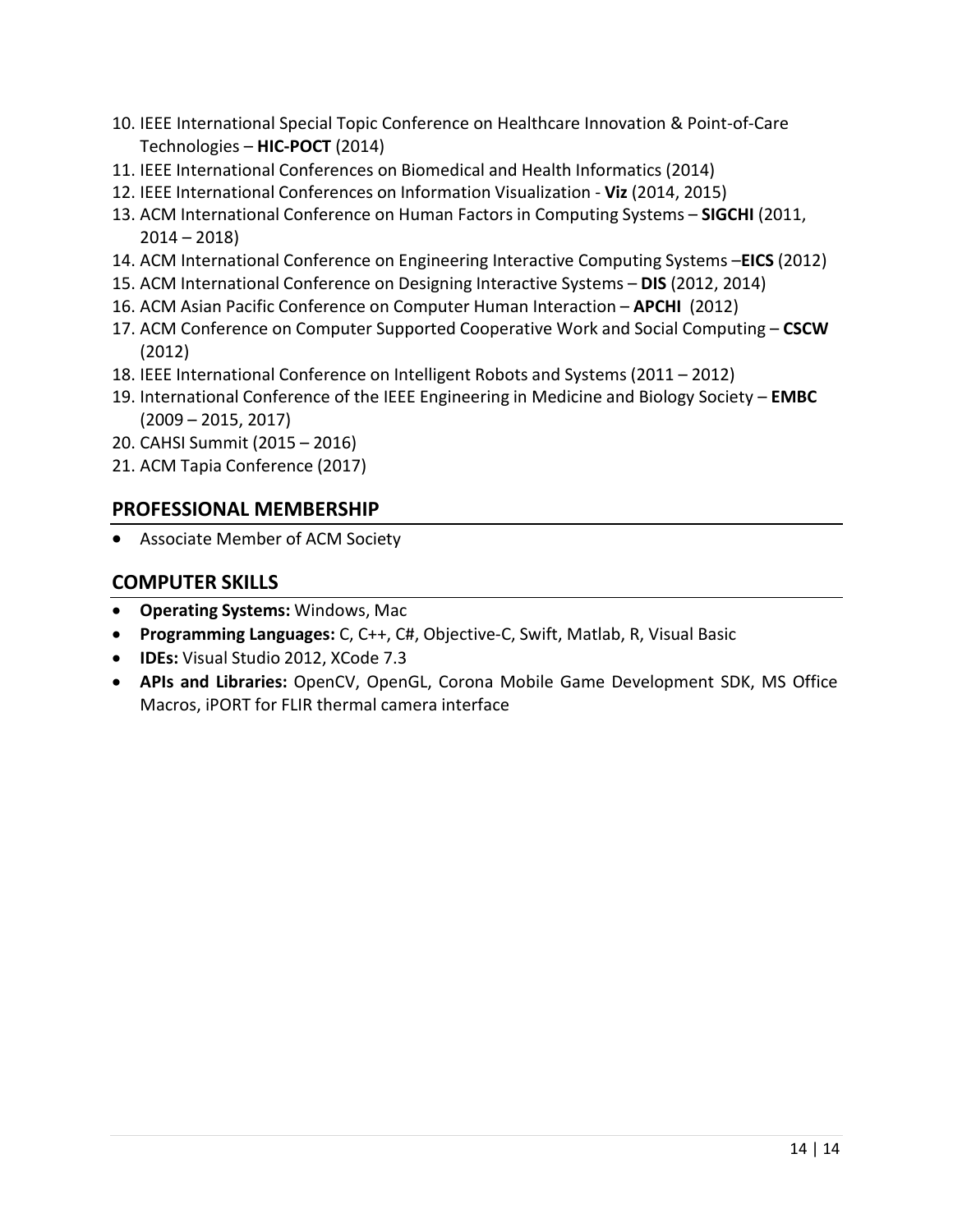10. IEEE International Special Topic Conference on Healthcare Innovation & Point-of-Care Technologies – **HIC-POCT** (2014)
11. IEEE International Conferences on Biomedical and Health Informatics (2014)
12. IEEE International Conferences on Information Visualization - **Viz** (2014, 2015)
13. ACM International Conference on Human Factors in Computing Systems – **SIGCHI** (2011, 2014 – 2018)
14. ACM International Conference on Engineering Interactive Computing Systems –**EICS** (2012)
15. ACM International Conference on Designing Interactive Systems – **DIS** (2012, 2014)
16. ACM Asian Pacific Conference on Computer Human Interaction – **APCHI** (2012)
17. ACM Conference on Computer Supported Cooperative Work and Social Computing – **CSCW** (2012)
18. IEEE International Conference on Intelligent Robots and Systems (2011 – 2012)
19. International Conference of the IEEE Engineering in Medicine and Biology Society – **EMBC** (2009 – 2015, 2017)
20. CAHSI Summit (2015 – 2016)
21. ACM Tapia Conference (2017)

## PROFESSIONAL MEMBERSHIP

- Associate Member of ACM Society

## COMPUTER SKILLS

- **Operating Systems:** Windows, Mac
- **Programming Languages:** C, C++, C#, Objective-C, Swift, Matlab, R, Visual Basic
- **IDEs:** Visual Studio 2012, XCode 7.3
- **APIs and Libraries:** OpenCV, OpenGL, Corona Mobile Game Development SDK, MS Office Macros, iPORT for FLIR thermal camera interface